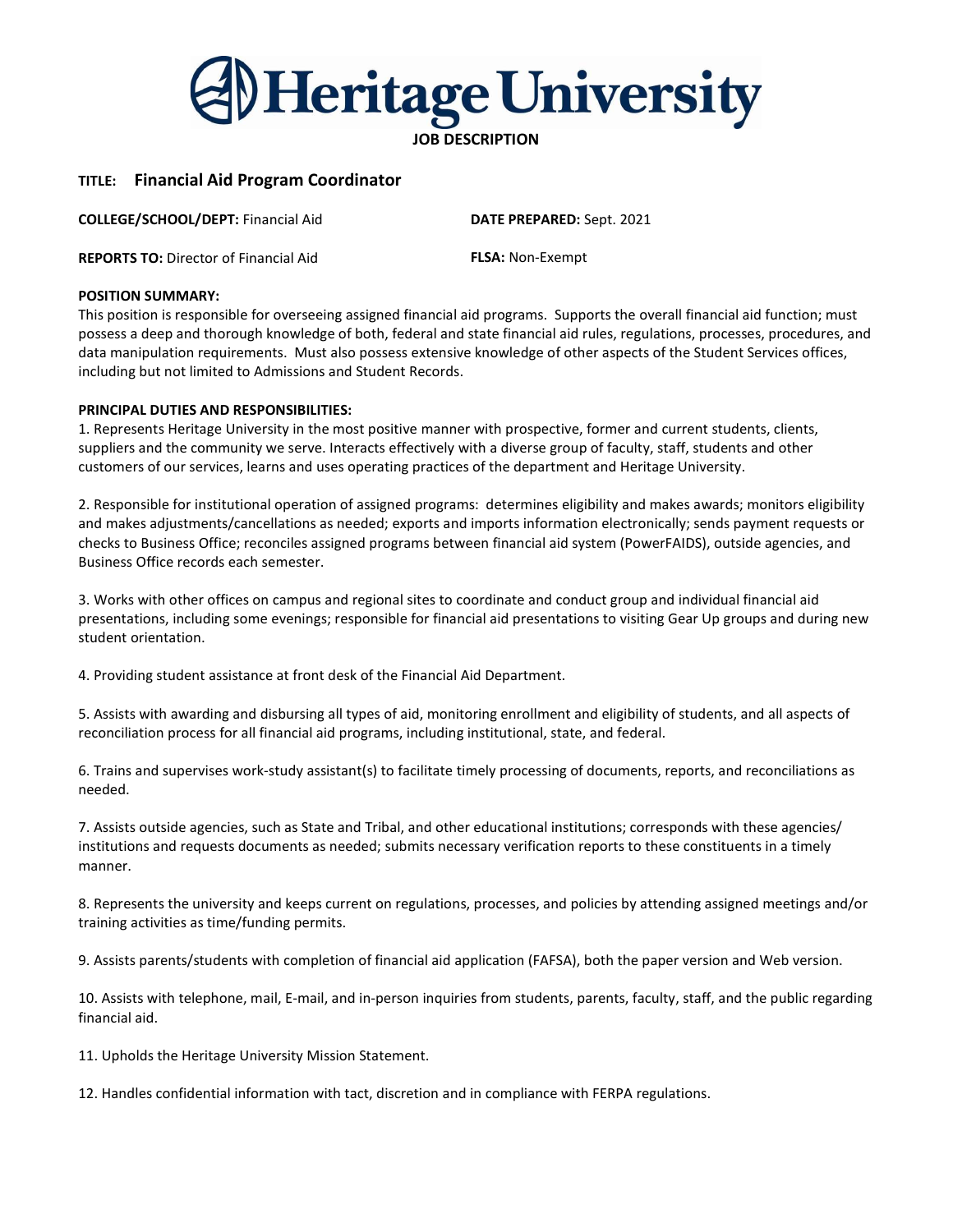# Heritage University

**JOB DESCRIPTION**

**TITLE:** **Financial Aid Program Coordinator**

**COLLEGE/SCHOOL/DEPT:** Financial Aid

**DATE PREPARED:** Sept. 2021

**REPORTS TO:** Director of Financial Aid

**FLSA:** Non-Exempt

**POSITION SUMMARY:**

This position is responsible for overseeing assigned financial aid programs. Supports the overall financial aid function; must possess a deep and thorough knowledge of both, federal and state financial aid rules, regulations, processes, procedures, and data manipulation requirements. Must also possess extensive knowledge of other aspects of the Student Services offices, including but not limited to Admissions and Student Records.

**PRINCIPAL DUTIES AND RESPONSIBILITIES:**

1. Represents Heritage University in the most positive manner with prospective, former and current students, clients, suppliers and the community we serve. Interacts effectively with a diverse group of faculty, staff, students and other customers of our services, learns and uses operating practices of the department and Heritage University.

2. Responsible for institutional operation of assigned programs: determines eligibility and makes awards; monitors eligibility and makes adjustments/cancellations as needed; exports and imports information electronically; sends payment requests or checks to Business Office; reconciles assigned programs between financial aid system (PowerFAIDS), outside agencies, and Business Office records each semester.

3. Works with other offices on campus and regional sites to coordinate and conduct group and individual financial aid presentations, including some evenings; responsible for financial aid presentations to visiting Gear Up groups and during new student orientation.

4. Providing student assistance at front desk of the Financial Aid Department.

5. Assists with awarding and disbursing all types of aid, monitoring enrollment and eligibility of students, and all aspects of reconciliation process for all financial aid programs, including institutional, state, and federal.

6. Trains and supervises work-study assistant(s) to facilitate timely processing of documents, reports, and reconciliations as needed.

7. Assists outside agencies, such as State and Tribal, and other educational institutions; corresponds with these agencies/ institutions and requests documents as needed; submits necessary verification reports to these constituents in a timely manner.

8. Represents the university and keeps current on regulations, processes, and policies by attending assigned meetings and/or training activities as time/funding permits.

9. Assists parents/students with completion of financial aid application (FAFSA), both the paper version and Web version.

10. Assists with telephone, mail, E-mail, and in-person inquiries from students, parents, faculty, staff, and the public regarding financial aid.

11. Upholds the Heritage University Mission Statement.

12. Handles confidential information with tact, discretion and in compliance with FERPA regulations.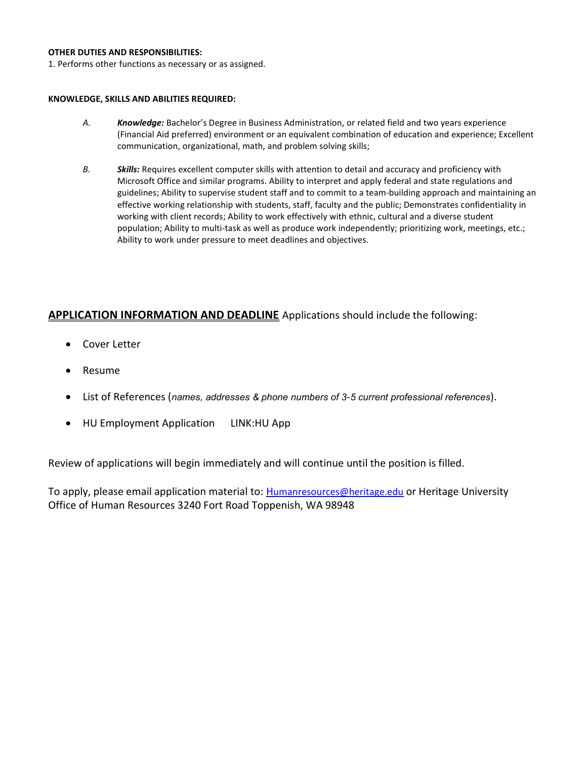**OTHER DUTIES AND RESPONSIBILITIES:**

1. Performs other functions as necessary or as assigned.

**KNOWLEDGE, SKILLS AND ABILITIES REQUIRED:**

*A.* ***Knowledge:*** Bachelor's Degree in Business Administration, or related field and two years experience (Financial Aid preferred) environment or an equivalent combination of education and experience; Excellent communication, organizational, math, and problem solving skills;

*B.* ***Skills:*** Requires excellent computer skills with attention to detail and accuracy and proficiency with Microsoft Office and similar programs. Ability to interpret and apply federal and state regulations and guidelines; Ability to supervise student staff and to commit to a team-building approach and maintaining an effective working relationship with students, staff, faculty and the public; Demonstrates confidentiality in working with client records; Ability to work effectively with ethnic, cultural and a diverse student population; Ability to multi-task as well as produce work independently; prioritizing work, meetings, etc.; Ability to work under pressure to meet deadlines and objectives.

**APPLICATION INFORMATION AND DEADLINE** Applications should include the following:

- Cover Letter
- Resume
- List of References (*names, addresses & phone numbers of 3-5 current professional references*).
- HU Employment Application     LINK:HU App

Review of applications will begin immediately and will continue until the position is filled.

To apply, please email application material to: Humanresources@heritage.edu or Heritage University Office of Human Resources 3240 Fort Road Toppenish, WA 98948